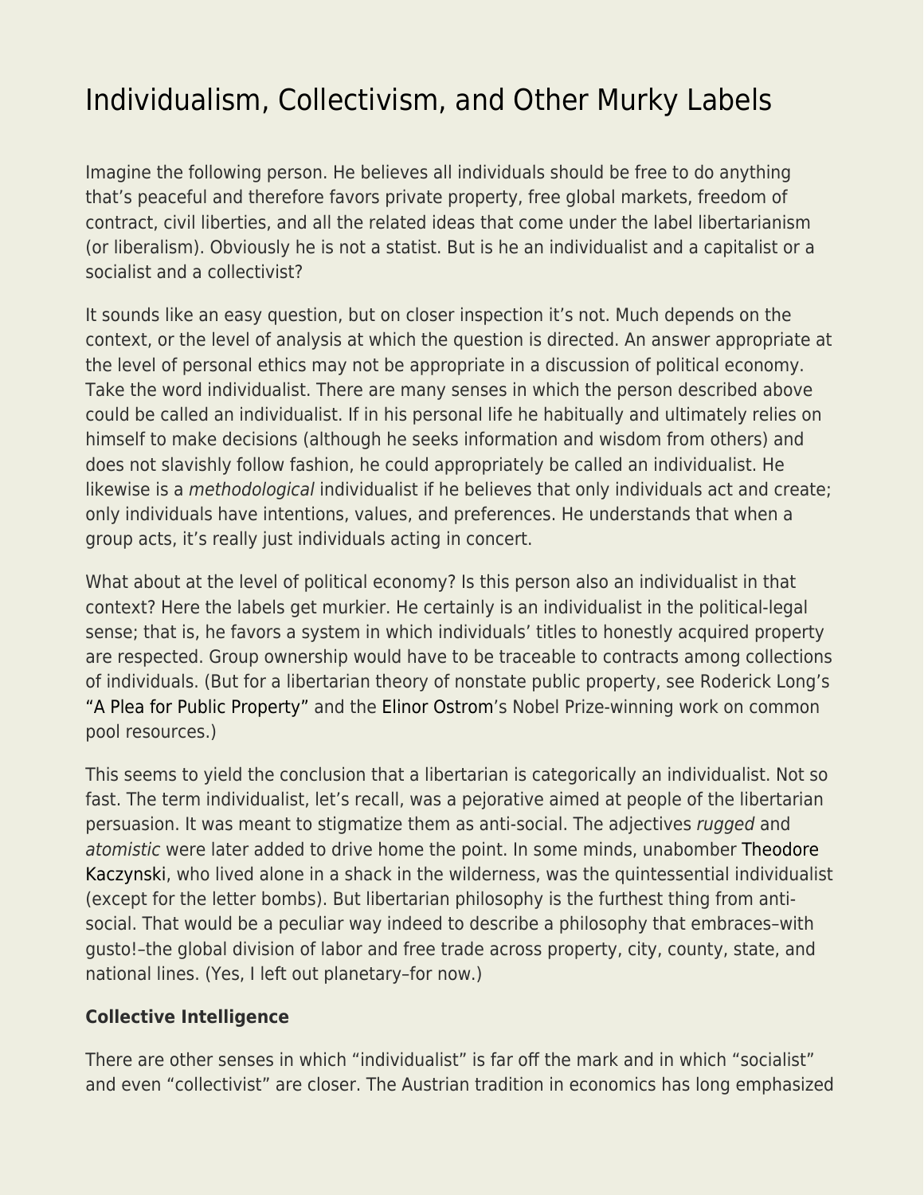# Individualism, Collectivism, and Other Murky Labels

Imagine the following person. He believes all individuals should be free to do anything that's peaceful and therefore favors private property, free global markets, freedom of contract, civil liberties, and all the related ideas that come under the label libertarianism (or liberalism). Obviously he is not a statist. But is he an individualist and a capitalist or a socialist and a collectivist?

It sounds like an easy question, but on closer inspection it's not. Much depends on the context, or the level of analysis at which the question is directed. An answer appropriate at the level of personal ethics may not be appropriate in a discussion of political economy. Take the word individualist. There are many senses in which the person described above could be called an individualist. If in his personal life he habitually and ultimately relies on himself to make decisions (although he seeks information and wisdom from others) and does not slavishly follow fashion, he could appropriately be called an individualist. He likewise is a *methodological* individualist if he believes that only individuals act and create; only individuals have intentions, values, and preferences. He understands that when a group acts, it's really just individuals acting in concert.

What about at the level of political economy? Is this person also an individualist in that context? Here the labels get murkier. He certainly is an individualist in the political-legal sense; that is, he favors a system in which individuals' titles to honestly acquired property are respected. Group ownership would have to be traceable to contracts among collections of individuals. (But for a libertarian theory of nonstate public property, see Roderick Long's "A Plea for Public Property" and the Elinor Ostrom's Nobel Prize-winning work on common pool resources.)

This seems to yield the conclusion that a libertarian is categorically an individualist. Not so fast. The term individualist, let's recall, was a pejorative aimed at people of the libertarian persuasion. It was meant to stigmatize them as anti-social. The adjectives *rugged* and *atomistic* were later added to drive home the point. In some minds, unabomber Theodore Kaczynski, who lived alone in a shack in the wilderness, was the quintessential individualist (except for the letter bombs). But libertarian philosophy is the furthest thing from anti-social. That would be a peculiar way indeed to describe a philosophy that embraces–with gusto!–the global division of labor and free trade across property, city, county, state, and national lines. (Yes, I left out planetary–for now.)

**Collective Intelligence**

There are other senses in which "individualist" is far off the mark and in which "socialist" and even "collectivist" are closer. The Austrian tradition in economics has long emphasized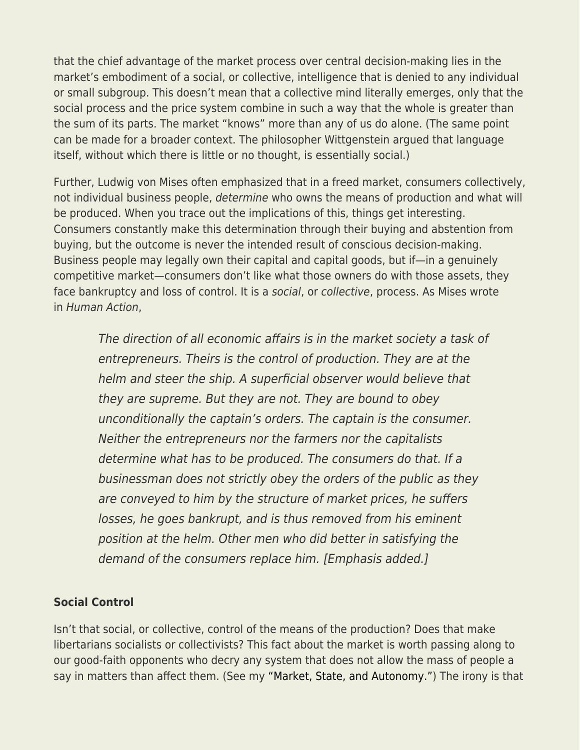that the chief advantage of the market process over central decision-making lies in the market's embodiment of a social, or collective, intelligence that is denied to any individual or small subgroup. This doesn't mean that a collective mind literally emerges, only that the social process and the price system combine in such a way that the whole is greater than the sum of its parts. The market "knows" more than any of us do alone. (The same point can be made for a broader context. The philosopher Wittgenstein argued that language itself, without which there is little or no thought, is essentially social.)

Further, Ludwig von Mises often emphasized that in a freed market, consumers collectively, not individual business people, *determine* who owns the means of production and what will be produced. When you trace out the implications of this, things get interesting. Consumers constantly make this determination through their buying and abstention from buying, but the outcome is never the intended result of conscious decision-making. Business people may legally own their capital and capital goods, but if—in a genuinely competitive market—consumers don't like what those owners do with those assets, they face bankruptcy and loss of control. It is a *social*, or *collective*, process. As Mises wrote in *Human Action*,

> *The direction of all economic affairs is in the market society a task of entrepreneurs. Theirs is the control of production. They are at the helm and steer the ship. A superficial observer would believe that they are supreme. But they are not. They are bound to obey unconditionally the captain's orders. The captain is the consumer. Neither the entrepreneurs nor the farmers nor the capitalists determine what has to be produced. The consumers do that. If a businessman does not strictly obey the orders of the public as they are conveyed to him by the structure of market prices, he suffers losses, he goes bankrupt, and is thus removed from his eminent position at the helm. Other men who did better in satisfying the demand of the consumers replace him. [Emphasis added.]*

**Social Control**

Isn't that social, or collective, control of the means of the production? Does that make libertarians socialists or collectivists? This fact about the market is worth passing along to our good-faith opponents who decry any system that does not allow the mass of people a say in matters than affect them. (See my "Market, State, and Autonomy.") The irony is that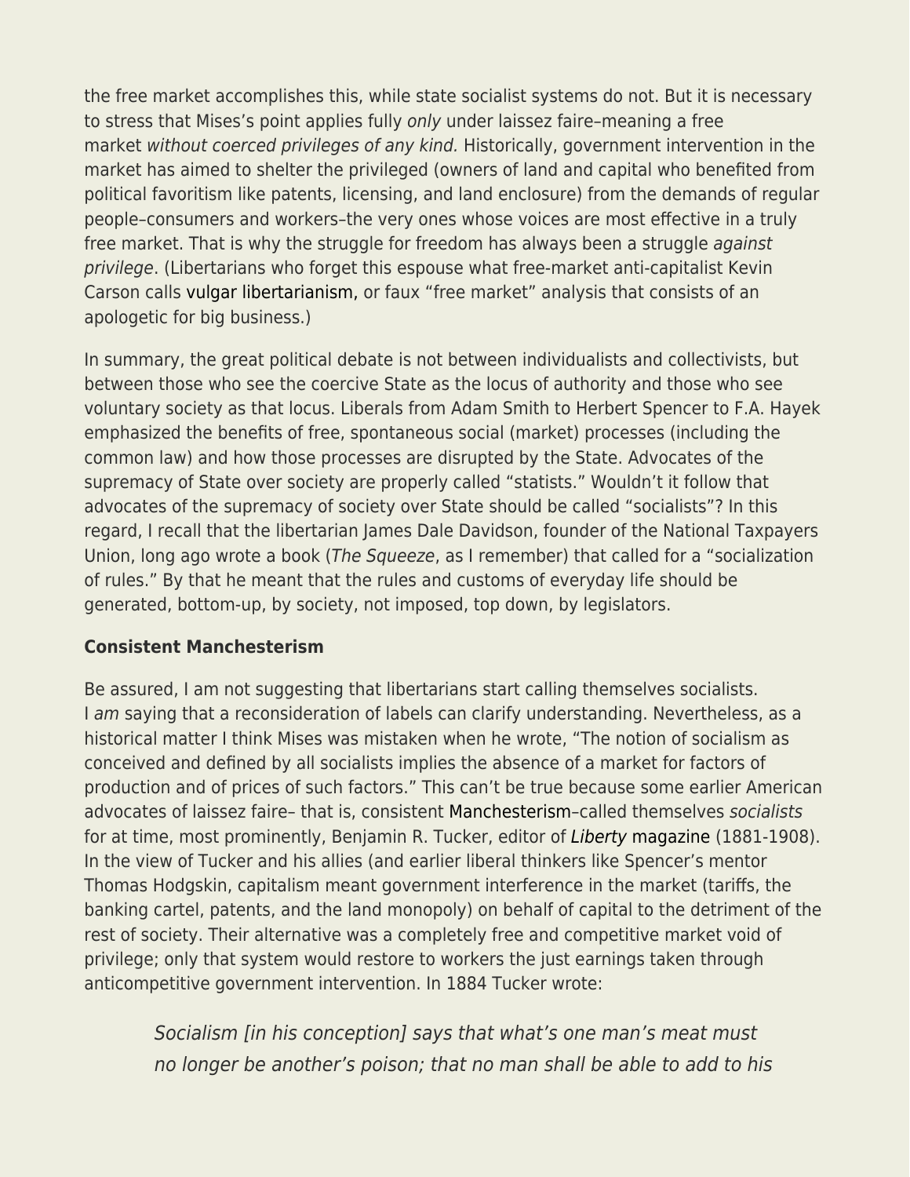the free market accomplishes this, while state socialist systems do not. But it is necessary to stress that Mises's point applies fully *only* under laissez faire–meaning a free market *without coerced privileges of any kind.* Historically, government intervention in the market has aimed to shelter the privileged (owners of land and capital who benefited from political favoritism like patents, licensing, and land enclosure) from the demands of regular people–consumers and workers–the very ones whose voices are most effective in a truly free market. That is why the struggle for freedom has always been a struggle *against privilege*. (Libertarians who forget this espouse what free-market anti-capitalist Kevin Carson calls vulgar libertarianism, or faux "free market" analysis that consists of an apologetic for big business.)

In summary, the great political debate is not between individualists and collectivists, but between those who see the coercive State as the locus of authority and those who see voluntary society as that locus. Liberals from Adam Smith to Herbert Spencer to F.A. Hayek emphasized the benefits of free, spontaneous social (market) processes (including the common law) and how those processes are disrupted by the State. Advocates of the supremacy of State over society are properly called "statists." Wouldn't it follow that advocates of the supremacy of society over State should be called "socialists"? In this regard, I recall that the libertarian James Dale Davidson, founder of the National Taxpayers Union, long ago wrote a book (*The Squeeze*, as I remember) that called for a "socialization of rules." By that he meant that the rules and customs of everyday life should be generated, bottom-up, by society, not imposed, top down, by legislators.

**Consistent Manchesterism**

Be assured, I am not suggesting that libertarians start calling themselves socialists. I *am* saying that a reconsideration of labels can clarify understanding. Nevertheless, as a historical matter I think Mises was mistaken when he wrote, "The notion of socialism as conceived and defined by all socialists implies the absence of a market for factors of production and of prices of such factors." This can't be true because some earlier American advocates of laissez faire– that is, consistent Manchesterism–called themselves *socialists* for at time, most prominently, Benjamin R. Tucker, editor of *Liberty* magazine (1881-1908). In the view of Tucker and his allies (and earlier liberal thinkers like Spencer's mentor Thomas Hodgskin, capitalism meant government interference in the market (tariffs, the banking cartel, patents, and the land monopoly) on behalf of capital to the detriment of the rest of society. Their alternative was a completely free and competitive market void of privilege; only that system would restore to workers the just earnings taken through anticompetitive government intervention. In 1884 Tucker wrote:

> *Socialism [in his conception] says that what's one man's meat must no longer be another's poison; that no man shall be able to add to his*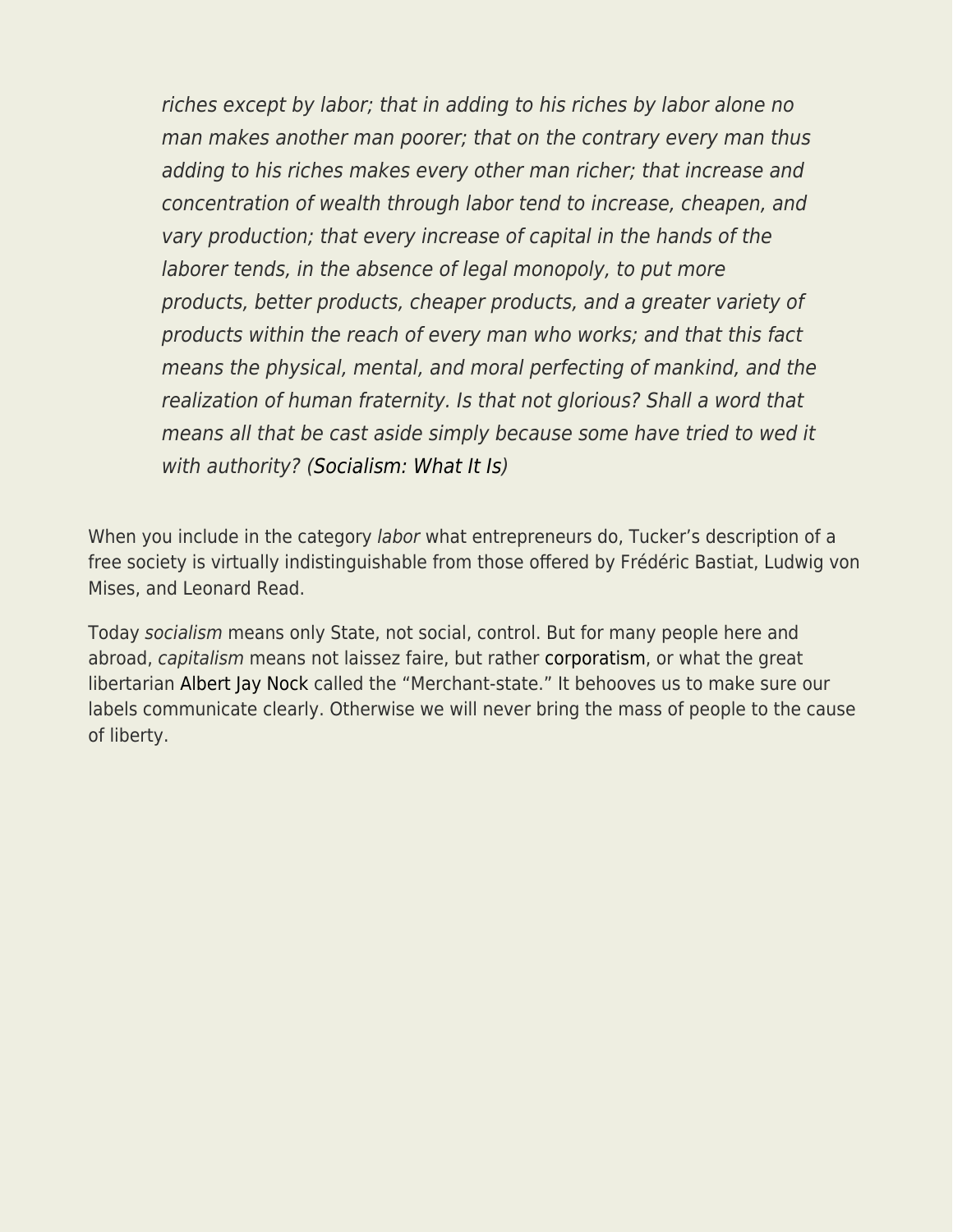> *riches except by labor; that in adding to his riches by labor alone no man makes another man poorer; that on the contrary every man thus adding to his riches makes every other man richer; that increase and concentration of wealth through labor tend to increase, cheapen, and vary production; that every increase of capital in the hands of the laborer tends, in the absence of legal monopoly, to put more products, better products, cheaper products, and a greater variety of products within the reach of every man who works; and that this fact means the physical, mental, and moral perfecting of mankind, and the realization of human fraternity. Is that not glorious? Shall a word that means all that be cast aside simply because some have tried to wed it with authority? (*Socialism: What It Is*)*

When you include in the category *labor* what entrepreneurs do, Tucker's description of a free society is virtually indistinguishable from those offered by Frédéric Bastiat, Ludwig von Mises, and Leonard Read.

Today *socialism* means only State, not social, control. But for many people here and abroad, *capitalism* means not laissez faire, but rather corporatism, or what the great libertarian Albert Jay Nock called the "Merchant-state." It behooves us to make sure our labels communicate clearly. Otherwise we will never bring the mass of people to the cause of liberty.